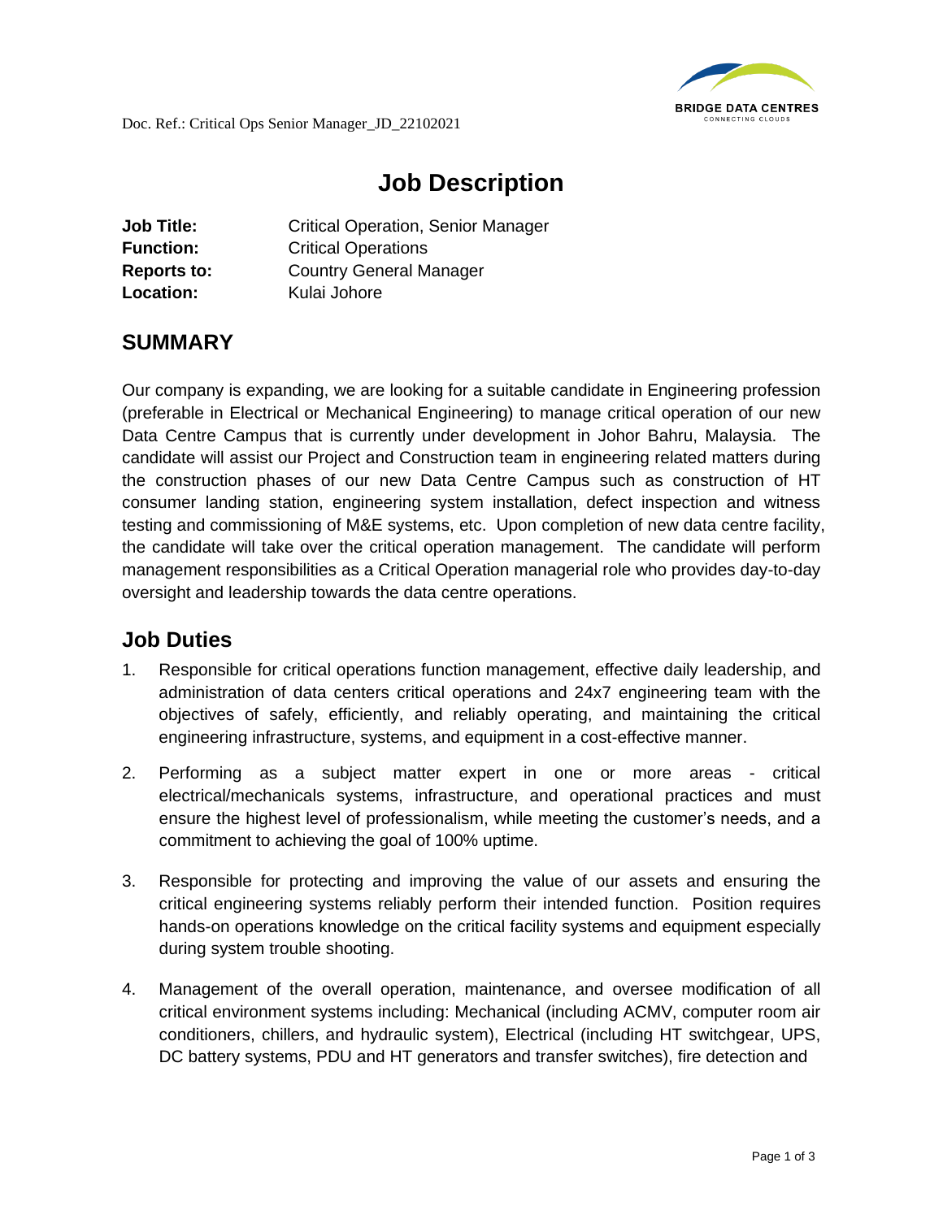Doc. Ref.: Critical Ops Senior Manager_JD_22102021

# Job Description

**Job Title:** Critical Operation, Senior Manager
**Function:** Critical Operations
**Reports to:** Country General Manager
**Location:** Kulai Johore

## SUMMARY

Our company is expanding, we are looking for a suitable candidate in Engineering profession (preferable in Electrical or Mechanical Engineering) to manage critical operation of our new Data Centre Campus that is currently under development in Johor Bahru, Malaysia. The candidate will assist our Project and Construction team in engineering related matters during the construction phases of our new Data Centre Campus such as construction of HT consumer landing station, engineering system installation, defect inspection and witness testing and commissioning of M&E systems, etc. Upon completion of new data centre facility, the candidate will take over the critical operation management. The candidate will perform management responsibilities as a Critical Operation managerial role who provides day-to-day oversight and leadership towards the data centre operations.

## Job Duties

1. Responsible for critical operations function management, effective daily leadership, and administration of data centers critical operations and 24x7 engineering team with the objectives of safely, efficiently, and reliably operating, and maintaining the critical engineering infrastructure, systems, and equipment in a cost-effective manner.

2. Performing as a subject matter expert in one or more areas - critical electrical/mechanicals systems, infrastructure, and operational practices and must ensure the highest level of professionalism, while meeting the customer's needs, and a commitment to achieving the goal of 100% uptime.

3. Responsible for protecting and improving the value of our assets and ensuring the critical engineering systems reliably perform their intended function. Position requires hands-on operations knowledge on the critical facility systems and equipment especially during system trouble shooting.

4. Management of the overall operation, maintenance, and oversee modification of all critical environment systems including: Mechanical (including ACMV, computer room air conditioners, chillers, and hydraulic system), Electrical (including HT switchgear, UPS, DC battery systems, PDU and HT generators and transfer switches), fire detection and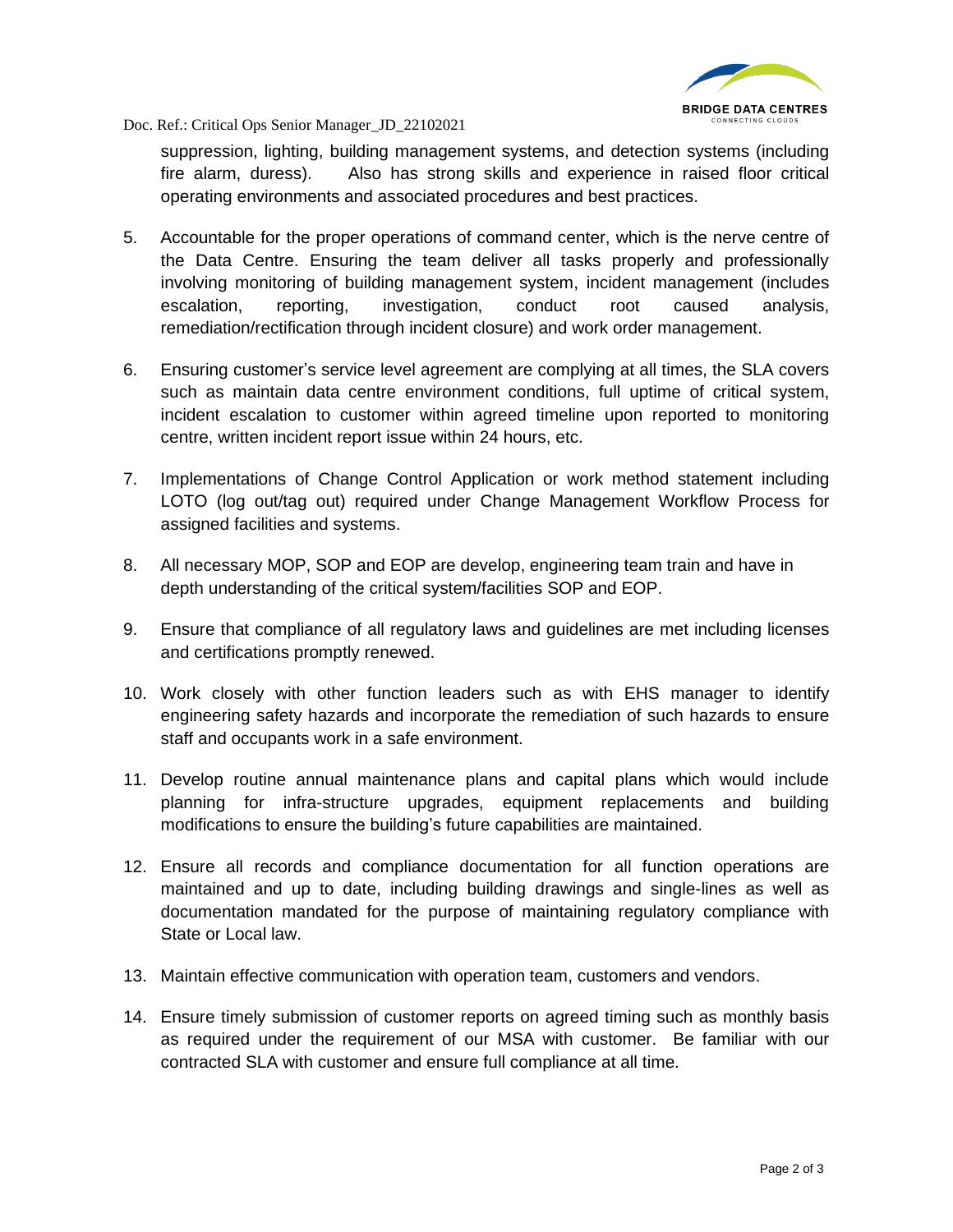suppression, lighting, building management systems, and detection systems (including fire alarm, duress). Also has strong skills and experience in raised floor critical operating environments and associated procedures and best practices.

5. Accountable for the proper operations of command center, which is the nerve centre of the Data Centre. Ensuring the team deliver all tasks properly and professionally involving monitoring of building management system, incident management (includes escalation, reporting, investigation, conduct root caused analysis, remediation/rectification through incident closure) and work order management.

6. Ensuring customer's service level agreement are complying at all times, the SLA covers such as maintain data centre environment conditions, full uptime of critical system, incident escalation to customer within agreed timeline upon reported to monitoring centre, written incident report issue within 24 hours, etc.

7. Implementations of Change Control Application or work method statement including LOTO (log out/tag out) required under Change Management Workflow Process for assigned facilities and systems.

8. All necessary MOP, SOP and EOP are develop, engineering team train and have in depth understanding of the critical system/facilities SOP and EOP.

9. Ensure that compliance of all regulatory laws and guidelines are met including licenses and certifications promptly renewed.

10. Work closely with other function leaders such as with EHS manager to identify engineering safety hazards and incorporate the remediation of such hazards to ensure staff and occupants work in a safe environment.

11. Develop routine annual maintenance plans and capital plans which would include planning for infra-structure upgrades, equipment replacements and building modifications to ensure the building's future capabilities are maintained.

12. Ensure all records and compliance documentation for all function operations are maintained and up to date, including building drawings and single-lines as well as documentation mandated for the purpose of maintaining regulatory compliance with State or Local law.

13. Maintain effective communication with operation team, customers and vendors.

14. Ensure timely submission of customer reports on agreed timing such as monthly basis as required under the requirement of our MSA with customer. Be familiar with our contracted SLA with customer and ensure full compliance at all time.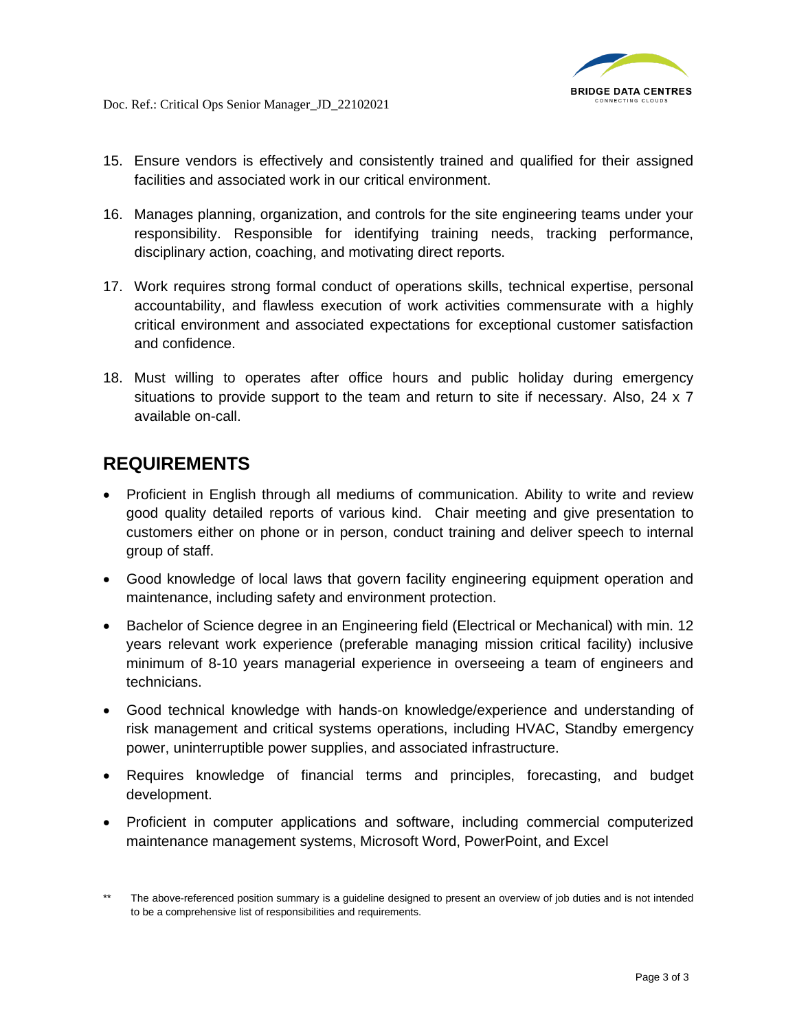15. Ensure vendors is effectively and consistently trained and qualified for their assigned facilities and associated work in our critical environment.

16. Manages planning, organization, and controls for the site engineering teams under your responsibility. Responsible for identifying training needs, tracking performance, disciplinary action, coaching, and motivating direct reports.

17. Work requires strong formal conduct of operations skills, technical expertise, personal accountability, and flawless execution of work activities commensurate with a highly critical environment and associated expectations for exceptional customer satisfaction and confidence.

18. Must willing to operates after office hours and public holiday during emergency situations to provide support to the team and return to site if necessary. Also, 24 x 7 available on-call.

## REQUIREMENTS

- Proficient in English through all mediums of communication. Ability to write and review good quality detailed reports of various kind. Chair meeting and give presentation to customers either on phone or in person, conduct training and deliver speech to internal group of staff.
- Good knowledge of local laws that govern facility engineering equipment operation and maintenance, including safety and environment protection.
- Bachelor of Science degree in an Engineering field (Electrical or Mechanical) with min. 12 years relevant work experience (preferable managing mission critical facility) inclusive minimum of 8-10 years managerial experience in overseeing a team of engineers and technicians.
- Good technical knowledge with hands-on knowledge/experience and understanding of risk management and critical systems operations, including HVAC, Standby emergency power, uninterruptible power supplies, and associated infrastructure.
- Requires knowledge of financial terms and principles, forecasting, and budget development.
- Proficient in computer applications and software, including commercial computerized maintenance management systems, Microsoft Word, PowerPoint, and Excel

** The above-referenced position summary is a guideline designed to present an overview of job duties and is not intended to be a comprehensive list of responsibilities and requirements.